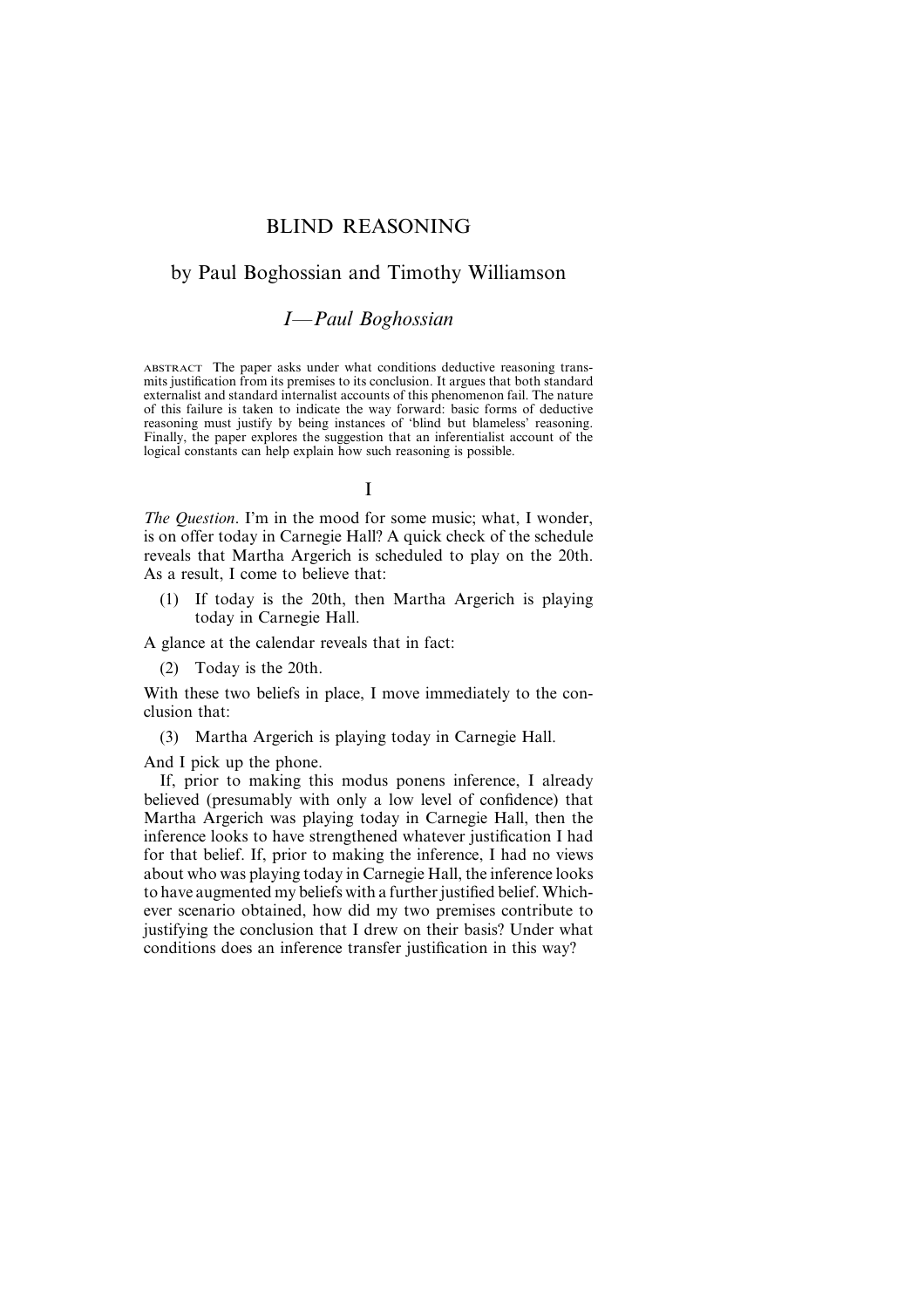# BLIND REASONING

## by Paul Boghossian and Timothy Williamson

### *I—Paul Boghossian*

ABSTRACT The paper asks under what conditions deductive reasoning transmits justification from its premises to its conclusion. It argues that both standard externalist and standard internalist accounts of this phenomenon fail. The nature of this failure is taken to indicate the way forward: basic forms of deductive reasoning must justify by being instances of 'blind but blameless' reasoning. Finally, the paper explores the suggestion that an inferentialist account of the logical constants can help explain how such reasoning is possible.

## I

*The Question*. I'm in the mood for some music; what, I wonder, is on offer today in Carnegie Hall? A quick check of the schedule reveals that Martha Argerich is scheduled to play on the 20th. As a result, I come to believe that:

(1) If today is the 20th, then Martha Argerich is playing today in Carnegie Hall.

A glance at the calendar reveals that in fact:

(2) Today is the 20th.

With these two beliefs in place, I move immediately to the conclusion that:

(3) Martha Argerich is playing today in Carnegie Hall.

And I pick up the phone.

If, prior to making this modus ponens inference, I already believed (presumably with only a low level of confidence) that Martha Argerich was playing today in Carnegie Hall, then the inference looks to have strengthened whatever justification I had for that belief. If, prior to making the inference, I had no views about who was playing today in Carnegie Hall, the inference looks to have augmented my beliefs with a further justified belief. Whichever scenario obtained, how did my two premises contribute to justifying the conclusion that I drew on their basis? Under what conditions does an inference transfer justification in this way?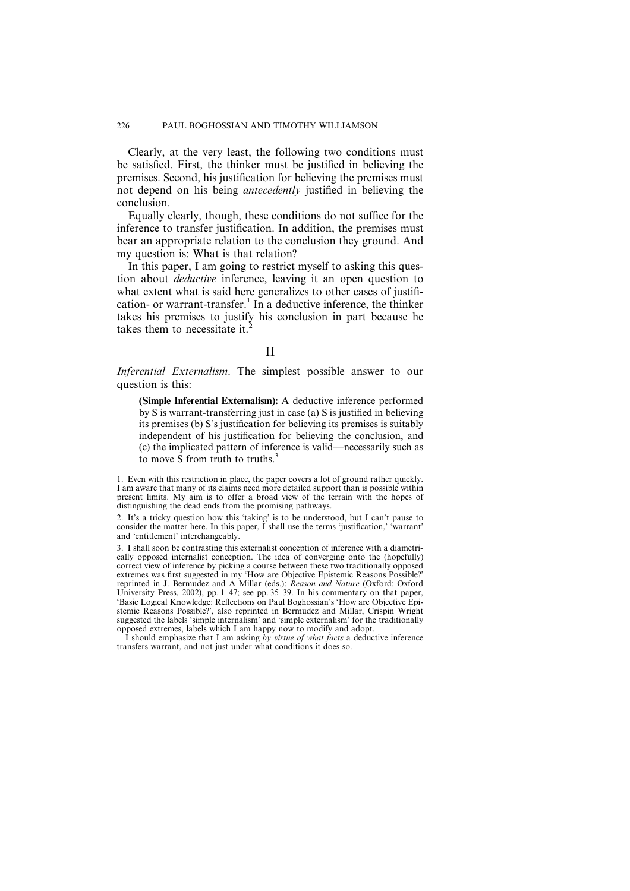Clearly, at the very least, the following two conditions must be satisfied. First, the thinker must be justified in believing the premises. Second, his justification for believing the premises must not depend on his being *antecedently* justified in believing the conclusion.

Equally clearly, though, these conditions do not suffice for the inference to transfer justification. In addition, the premises must bear an appropriate relation to the conclusion they ground. And my question is: What is that relation?

In this paper, I am going to restrict myself to asking this question about *deductive* inference, leaving it an open question to what extent what is said here generalizes to other cases of justification- or warrant-transfer.[1] In a deductive inference, the thinker takes his premises to justify his conclusion in part because he takes them to necessitate it.[2]

## II

*Inferential Externalism*. The simplest possible answer to our question is this:

> **(Simple Inferential Externalism):** A deductive inference performed by S is warrant-transferring just in case (a) S is justified in believing its premises (b) S's justification for believing its premises is suitably independent of his justification for believing the conclusion, and (c) the implicated pattern of inference is valid—necessarily such as to move S from truth to truths.[3]

1. Even with this restriction in place, the paper covers a lot of ground rather quickly. I am aware that many of its claims need more detailed support than is possible within present limits. My aim is to offer a broad view of the terrain with the hopes of distinguishing the dead ends from the promising pathways.

2. It's a tricky question how this 'taking' is to be understood, but I can't pause to consider the matter here. In this paper, I shall use the terms 'justification,' 'warrant' and 'entitlement' interchangeably.

3. I shall soon be contrasting this externalist conception of inference with a diametrically opposed internalist conception. The idea of converging onto the (hopefully) correct view of inference by picking a course between these two traditionally opposed extremes was first suggested in my 'How are Objective Epistemic Reasons Possible?' reprinted in J. Bermudez and A Millar (eds.): *Reason and Nature* (Oxford: Oxford University Press, 2002), pp. 1–47; see pp. 35–39. In his commentary on that paper, 'Basic Logical Knowledge: Reflections on Paul Boghossian's 'How are Objective Epistemic Reasons Possible?', also reprinted in Bermudez and Millar, Crispin Wright suggested the labels 'simple internalism' and 'simple externalism' for the traditionally opposed extremes, labels which I am happy now to modify and adopt.

I should emphasize that I am asking *by virtue of what facts* a deductive inference transfers warrant, and not just under what conditions it does so.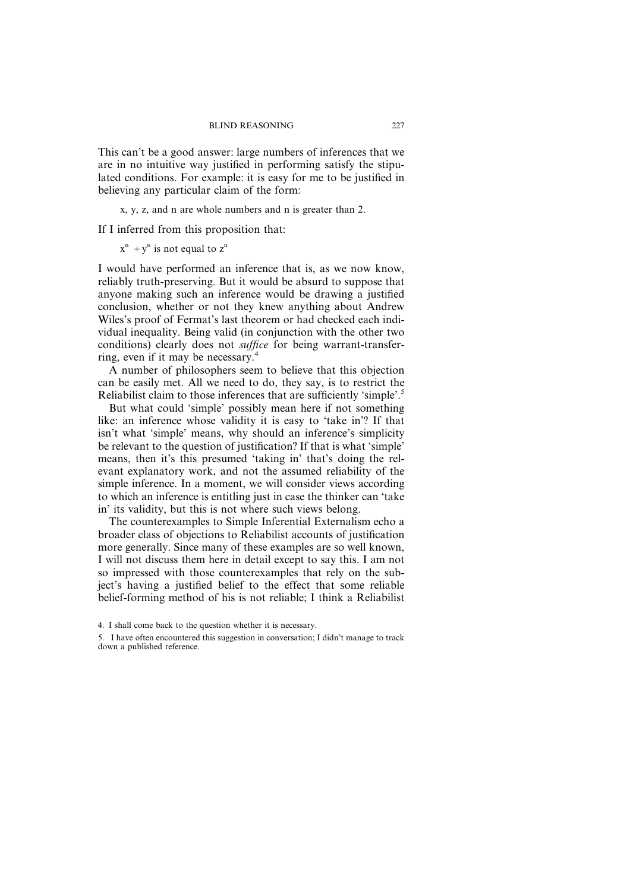This can't be a good answer: large numbers of inferences that we are in no intuitive way justified in performing satisfy the stipulated conditions. For example: it is easy for me to be justified in believing any particular claim of the form:

> x, y, z, and n are whole numbers and n is greater than 2.

If I inferred from this proposition that:

> $x^n + y^n$ is not equal to $z^n$

I would have performed an inference that is, as we now know, reliably truth-preserving. But it would be absurd to suppose that anyone making such an inference would be drawing a justified conclusion, whether or not they knew anything about Andrew Wiles's proof of Fermat's last theorem or had checked each individual inequality. Being valid (in conjunction with the other two conditions) clearly does not *suffice* for being warrant-transferring, even if it may be necessary.[4]

A number of philosophers seem to believe that this objection can be easily met. All we need to do, they say, is to restrict the Reliabilist claim to those inferences that are sufficiently 'simple'.[5]

But what could 'simple' possibly mean here if not something like: an inference whose validity it is easy to 'take in'? If that isn't what 'simple' means, why should an inference's simplicity be relevant to the question of justification? If that is what 'simple' means, then it's this presumed 'taking in' that's doing the relevant explanatory work, and not the assumed reliability of the simple inference. In a moment, we will consider views according to which an inference is entitling just in case the thinker can 'take in' its validity, but this is not where such views belong.

The counterexamples to Simple Inferential Externalism echo a broader class of objections to Reliabilist accounts of justification more generally. Since many of these examples are so well known, I will not discuss them here in detail except to say this. I am not so impressed with those counterexamples that rely on the subject's having a justified belief to the effect that some reliable belief-forming method of his is not reliable; I think a Reliabilist

---

4. I shall come back to the question whether it is necessary.

5. I have often encountered this suggestion in conversation; I didn't manage to track down a published reference.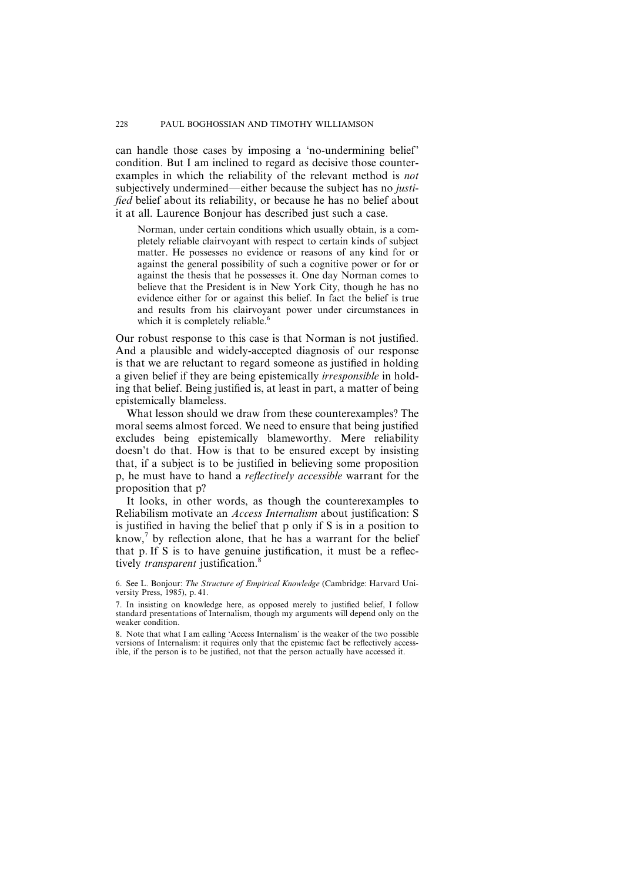can handle those cases by imposing a 'no-undermining belief' condition. But I am inclined to regard as decisive those counterexamples in which the reliability of the relevant method is *not* subjectively undermined—either because the subject has no *justified* belief about its reliability, or because he has no belief about it at all. Laurence Bonjour has described just such a case.

> Norman, under certain conditions which usually obtain, is a completely reliable clairvoyant with respect to certain kinds of subject matter. He possesses no evidence or reasons of any kind for or against the general possibility of such a cognitive power or for or against the thesis that he possesses it. One day Norman comes to believe that the President is in New York City, though he has no evidence either for or against this belief. In fact the belief is true and results from his clairvoyant power under circumstances in which it is completely reliable.[6]

Our robust response to this case is that Norman is not justified. And a plausible and widely-accepted diagnosis of our response is that we are reluctant to regard someone as justified in holding a given belief if they are being epistemically *irresponsible* in holding that belief. Being justified is, at least in part, a matter of being epistemically blameless.

What lesson should we draw from these counterexamples? The moral seems almost forced. We need to ensure that being justified excludes being epistemically blameworthy. Mere reliability doesn't do that. How is that to be ensured except by insisting that, if a subject is to be justified in believing some proposition p, he must have to hand a *reflectively accessible* warrant for the proposition that p?

It looks, in other words, as though the counterexamples to Reliabilism motivate an *Access Internalism* about justification: S is justified in having the belief that p only if S is in a position to know,[7] by reflection alone, that he has a warrant for the belief that p. If S is to have genuine justification, it must be a reflectively *transparent* justification.[8]

6. See L. Bonjour: *The Structure of Empirical Knowledge* (Cambridge: Harvard University Press, 1985), p. 41.

7. In insisting on knowledge here, as opposed merely to justified belief, I follow standard presentations of Internalism, though my arguments will depend only on the weaker condition.

8. Note that what I am calling 'Access Internalism' is the weaker of the two possible versions of Internalism: it requires only that the epistemic fact be reflectively accessible, if the person is to be justified, not that the person actually have accessed it.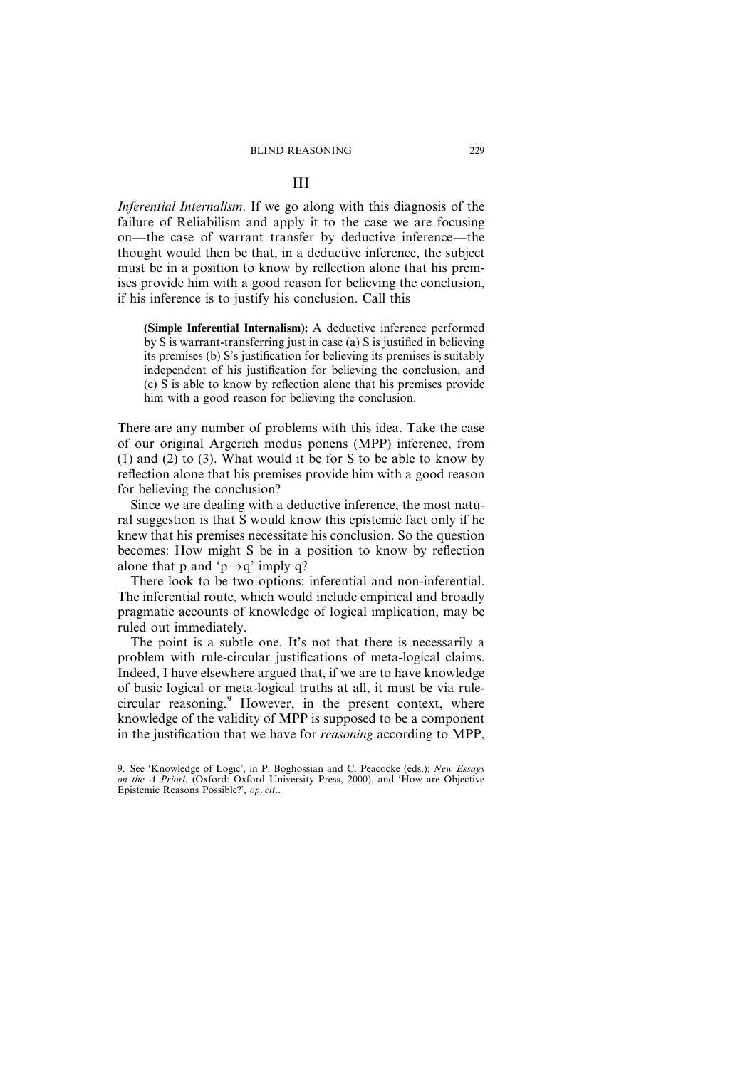## III

*Inferential Internalism*. If we go along with this diagnosis of the failure of Reliabilism and apply it to the case we are focusing on—the case of warrant transfer by deductive inference—the thought would then be that, in a deductive inference, the subject must be in a position to know by reflection alone that his premises provide him with a good reason for believing the conclusion, if his inference is to justify his conclusion. Call this

> **(Simple Inferential Internalism):** A deductive inference performed by S is warrant-transferring just in case (a) S is justified in believing its premises (b) S's justification for believing its premises is suitably independent of his justification for believing the conclusion, and (c) S is able to know by reflection alone that his premises provide him with a good reason for believing the conclusion.

There are any number of problems with this idea. Take the case of our original Argerich modus ponens (MPP) inference, from (1) and (2) to (3). What would it be for S to be able to know by reflection alone that his premises provide him with a good reason for believing the conclusion?

Since we are dealing with a deductive inference, the most natural suggestion is that S would know this epistemic fact only if he knew that his premises necessitate his conclusion. So the question becomes: How might S be in a position to know by reflection alone that p and '$p \rightarrow q$' imply q?

There look to be two options: inferential and non-inferential. The inferential route, which would include empirical and broadly pragmatic accounts of knowledge of logical implication, may be ruled out immediately.

The point is a subtle one. It's not that there is necessarily a problem with rule-circular justifications of meta-logical claims. Indeed, I have elsewhere argued that, if we are to have knowledge of basic logical or meta-logical truths at all, it must be via rule-circular reasoning.[9] However, in the present context, where knowledge of the validity of MPP is supposed to be a component in the justification that we have for *reasoning* according to MPP,

9. See 'Knowledge of Logic', in P. Boghossian and C. Peacocke (eds.): *New Essays on the A Priori*, (Oxford: Oxford University Press, 2000), and 'How are Objective Epistemic Reasons Possible?', *op. cit.*.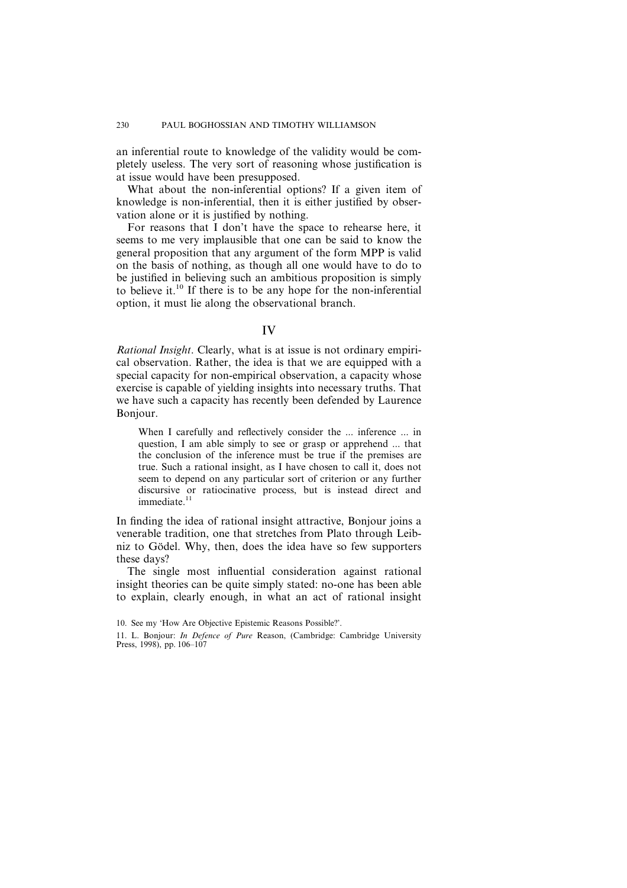an inferential route to knowledge of the validity would be completely useless. The very sort of reasoning whose justification is at issue would have been presupposed.

What about the non-inferential options? If a given item of knowledge is non-inferential, then it is either justified by observation alone or it is justified by nothing.

For reasons that I don't have the space to rehearse here, it seems to me very implausible that one can be said to know the general proposition that any argument of the form MPP is valid on the basis of nothing, as though all one would have to do to be justified in believing such an ambitious proposition is simply to believe it.[10] If there is to be any hope for the non-inferential option, it must lie along the observational branch.

## IV

*Rational Insight*. Clearly, what is at issue is not ordinary empirical observation. Rather, the idea is that we are equipped with a special capacity for non-empirical observation, a capacity whose exercise is capable of yielding insights into necessary truths. That we have such a capacity has recently been defended by Laurence Bonjour.

> When I carefully and reflectively consider the ... inference ... in question, I am able simply to see or grasp or apprehend ... that the conclusion of the inference must be true if the premises are true. Such a rational insight, as I have chosen to call it, does not seem to depend on any particular sort of criterion or any further discursive or ratiocinative process, but is instead direct and immediate.[11]

In finding the idea of rational insight attractive, Bonjour joins a venerable tradition, one that stretches from Plato through Leibniz to Gödel. Why, then, does the idea have so few supporters these days?

The single most influential consideration against rational insight theories can be quite simply stated: no-one has been able to explain, clearly enough, in what an act of rational insight

10. See my 'How Are Objective Epistemic Reasons Possible?'.

11. L. Bonjour: *In Defence of Pure* Reason, (Cambridge: Cambridge University Press, 1998), pp. 106–107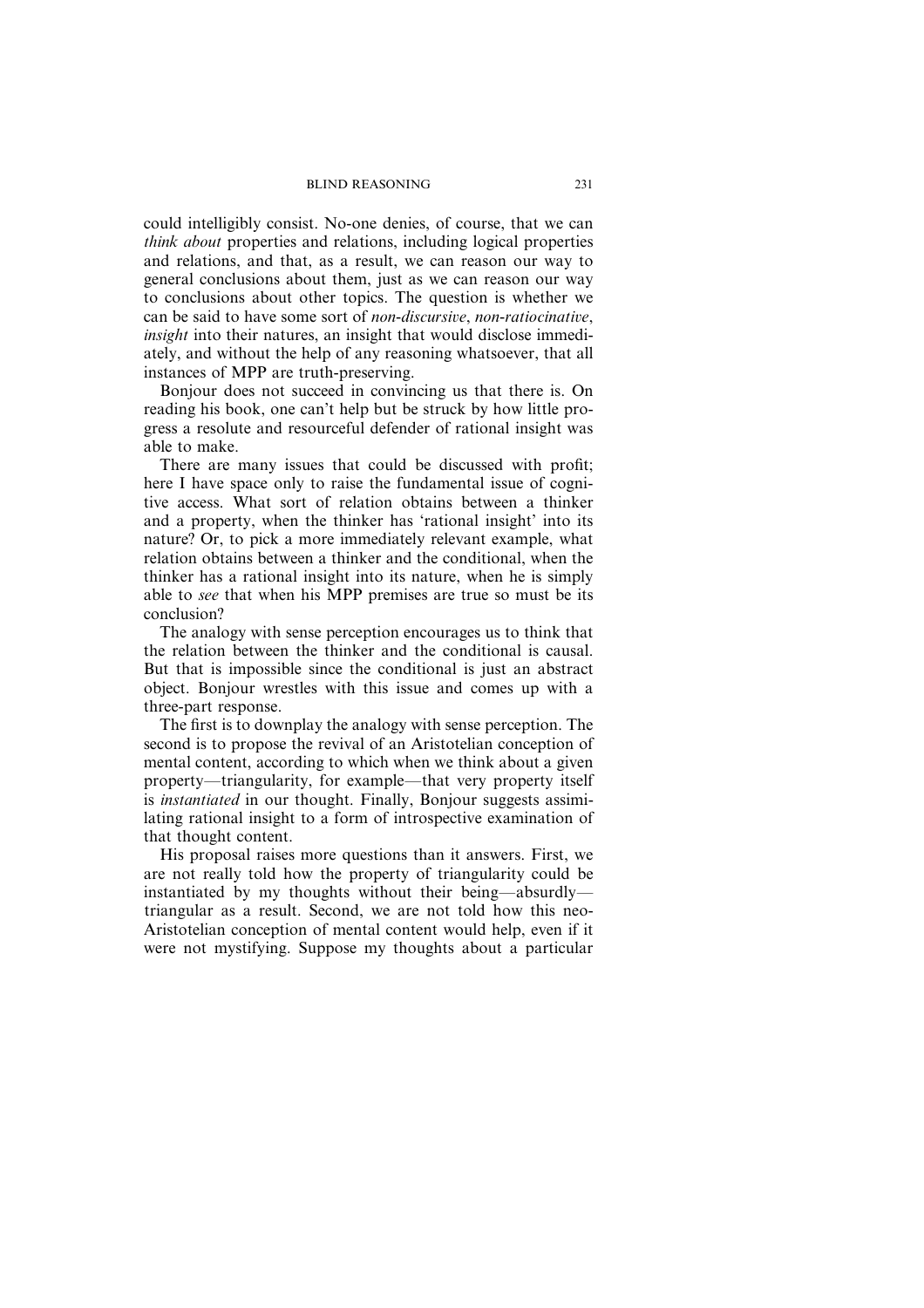could intelligibly consist. No-one denies, of course, that we can *think about* properties and relations, including logical properties and relations, and that, as a result, we can reason our way to general conclusions about them, just as we can reason our way to conclusions about other topics. The question is whether we can be said to have some sort of *non-discursive*, *non-ratiocinative*, *insight* into their natures, an insight that would disclose immediately, and without the help of any reasoning whatsoever, that all instances of MPP are truth-preserving.

Bonjour does not succeed in convincing us that there is. On reading his book, one can't help but be struck by how little progress a resolute and resourceful defender of rational insight was able to make.

There are many issues that could be discussed with profit; here I have space only to raise the fundamental issue of cognitive access. What sort of relation obtains between a thinker and a property, when the thinker has 'rational insight' into its nature? Or, to pick a more immediately relevant example, what relation obtains between a thinker and the conditional, when the thinker has a rational insight into its nature, when he is simply able to *see* that when his MPP premises are true so must be its conclusion?

The analogy with sense perception encourages us to think that the relation between the thinker and the conditional is causal. But that is impossible since the conditional is just an abstract object. Bonjour wrestles with this issue and comes up with a three-part response.

The first is to downplay the analogy with sense perception. The second is to propose the revival of an Aristotelian conception of mental content, according to which when we think about a given property—triangularity, for example—that very property itself is *instantiated* in our thought. Finally, Bonjour suggests assimilating rational insight to a form of introspective examination of that thought content.

His proposal raises more questions than it answers. First, we are not really told how the property of triangularity could be instantiated by my thoughts without their being—absurdly—triangular as a result. Second, we are not told how this neo-Aristotelian conception of mental content would help, even if it were not mystifying. Suppose my thoughts about a particular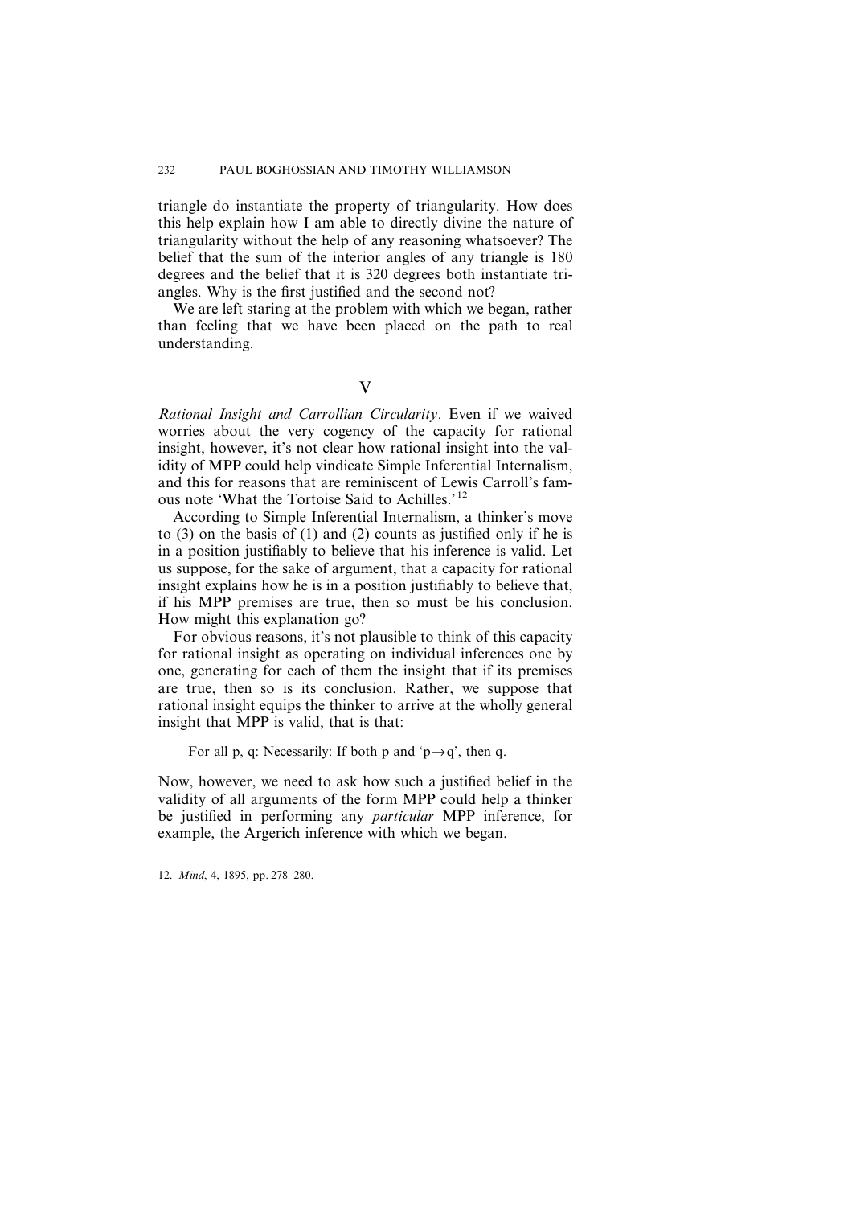triangle do instantiate the property of triangularity. How does this help explain how I am able to directly divine the nature of triangularity without the help of any reasoning whatsoever? The belief that the sum of the interior angles of any triangle is 180 degrees and the belief that it is 320 degrees both instantiate triangles. Why is the first justified and the second not?

We are left staring at the problem with which we began, rather than feeling that we have been placed on the path to real understanding.

## V

*Rational Insight and Carrollian Circularity*. Even if we waived worries about the very cogency of the capacity for rational insight, however, it's not clear how rational insight into the validity of MPP could help vindicate Simple Inferential Internalism, and this for reasons that are reminiscent of Lewis Carroll's famous note 'What the Tortoise Said to Achilles.'[12]

According to Simple Inferential Internalism, a thinker's move to (3) on the basis of (1) and (2) counts as justified only if he is in a position justifiably to believe that his inference is valid. Let us suppose, for the sake of argument, that a capacity for rational insight explains how he is in a position justifiably to believe that, if his MPP premises are true, then so must be his conclusion. How might this explanation go?

For obvious reasons, it's not plausible to think of this capacity for rational insight as operating on individual inferences one by one, generating for each of them the insight that if its premises are true, then so is its conclusion. Rather, we suppose that rational insight equips the thinker to arrive at the wholly general insight that MPP is valid, that is that:

For all p, q: Necessarily: If both p and '$p \rightarrow q$', then q.

Now, however, we need to ask how such a justified belief in the validity of all arguments of the form MPP could help a thinker be justified in performing any *particular* MPP inference, for example, the Argerich inference with which we began.

12. *Mind*, 4, 1895, pp. 278–280.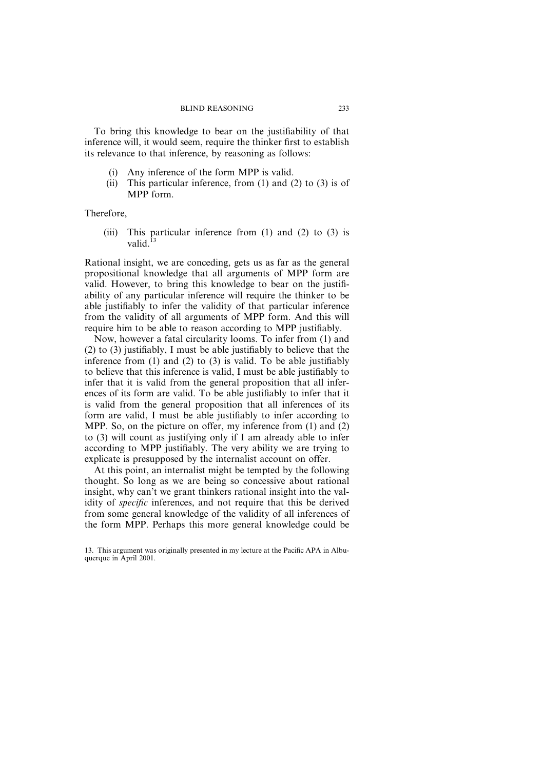To bring this knowledge to bear on the justifiability of that inference will, it would seem, require the thinker first to establish its relevance to that inference, by reasoning as follows:

(i) Any inference of the form MPP is valid.

(ii) This particular inference, from (1) and (2) to (3) is of MPP form.

Therefore,

(iii) This particular inference from (1) and (2) to (3) is valid.[13]

Rational insight, we are conceding, gets us as far as the general propositional knowledge that all arguments of MPP form are valid. However, to bring this knowledge to bear on the justifiability of any particular inference will require the thinker to be able justifiably to infer the validity of that particular inference from the validity of all arguments of MPP form. And this will require him to be able to reason according to MPP justifiably.

Now, however a fatal circularity looms. To infer from (1) and (2) to (3) justifiably, I must be able justifiably to believe that the inference from (1) and (2) to (3) is valid. To be able justifiably to believe that this inference is valid, I must be able justifiably to infer that it is valid from the general proposition that all inferences of its form are valid. To be able justifiably to infer that it is valid from the general proposition that all inferences of its form are valid, I must be able justifiably to infer according to MPP. So, on the picture on offer, my inference from (1) and (2) to (3) will count as justifying only if I am already able to infer according to MPP justifiably. The very ability we are trying to explicate is presupposed by the internalist account on offer.

At this point, an internalist might be tempted by the following thought. So long as we are being so concessive about rational insight, why can't we grant thinkers rational insight into the validity of *specific* inferences, and not require that this be derived from some general knowledge of the validity of all inferences of the form MPP. Perhaps this more general knowledge could be

13. This argument was originally presented in my lecture at the Pacific APA in Albuquerque in April 2001.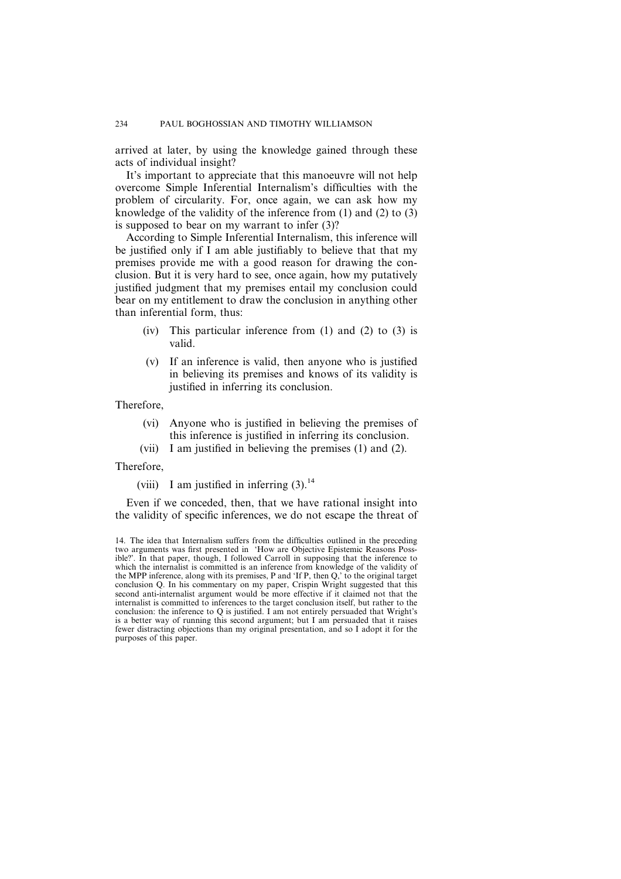arrived at later, by using the knowledge gained through these acts of individual insight?

It's important to appreciate that this manoeuvre will not help overcome Simple Inferential Internalism's difficulties with the problem of circularity. For, once again, we can ask how my knowledge of the validity of the inference from (1) and (2) to (3) is supposed to bear on my warrant to infer (3)?

According to Simple Inferential Internalism, this inference will be justified only if I am able justifiably to believe that that my premises provide me with a good reason for drawing the conclusion. But it is very hard to see, once again, how my putatively justified judgment that my premises entail my conclusion could bear on my entitlement to draw the conclusion in anything other than inferential form, thus:

> (iv) This particular inference from (1) and (2) to (3) is valid.
>
> (v) If an inference is valid, then anyone who is justified in believing its premises and knows of its validity is justified in inferring its conclusion.

Therefore,

> (vi) Anyone who is justified in believing the premises of this inference is justified in inferring its conclusion.
>
> (vii) I am justified in believing the premises (1) and (2).

Therefore,

> (viii) I am justified in inferring (3).[14]

Even if we conceded, then, that we have rational insight into the validity of specific inferences, we do not escape the threat of

---

14. The idea that Internalism suffers from the difficulties outlined in the preceding two arguments was first presented in 'How are Objective Epistemic Reasons Possible?'. In that paper, though, I followed Carroll in supposing that the inference to which the internalist is committed is an inference from knowledge of the validity of the MPP inference, along with its premises, P and 'If P, then Q,' to the original target conclusion Q. In his commentary on my paper, Crispin Wright suggested that this second anti-internalist argument would be more effective if it claimed not that the internalist is committed to inferences to the target conclusion itself, but rather to the conclusion: the inference to Q is justified. I am not entirely persuaded that Wright's is a better way of running this second argument; but I am persuaded that it raises fewer distracting objections than my original presentation, and so I adopt it for the purposes of this paper.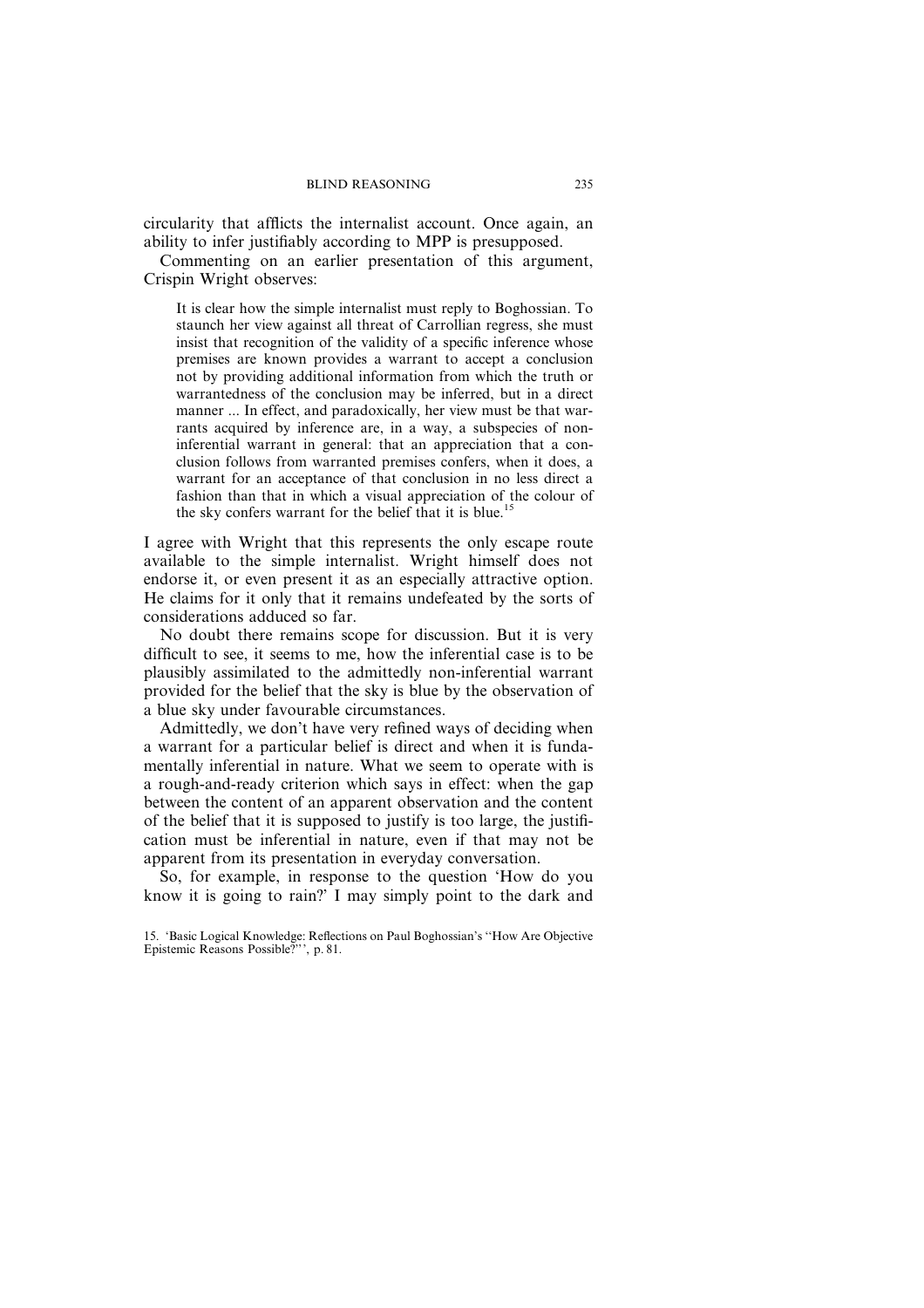circularity that afflicts the internalist account. Once again, an ability to infer justifiably according to MPP is presupposed.

Commenting on an earlier presentation of this argument, Crispin Wright observes:

> It is clear how the simple internalist must reply to Boghossian. To staunch her view against all threat of Carrollian regress, she must insist that recognition of the validity of a specific inference whose premises are known provides a warrant to accept a conclusion not by providing additional information from which the truth or warrantedness of the conclusion may be inferred, but in a direct manner ... In effect, and paradoxically, her view must be that warrants acquired by inference are, in a way, a subspecies of non-inferential warrant in general: that an appreciation that a conclusion follows from warranted premises confers, when it does, a warrant for an acceptance of that conclusion in no less direct a fashion than that in which a visual appreciation of the colour of the sky confers warrant for the belief that it is blue.[15]

I agree with Wright that this represents the only escape route available to the simple internalist. Wright himself does not endorse it, or even present it as an especially attractive option. He claims for it only that it remains undefeated by the sorts of considerations adduced so far.

No doubt there remains scope for discussion. But it is very difficult to see, it seems to me, how the inferential case is to be plausibly assimilated to the admittedly non-inferential warrant provided for the belief that the sky is blue by the observation of a blue sky under favourable circumstances.

Admittedly, we don't have very refined ways of deciding when a warrant for a particular belief is direct and when it is fundamentally inferential in nature. What we seem to operate with is a rough-and-ready criterion which says in effect: when the gap between the content of an apparent observation and the content of the belief that it is supposed to justify is too large, the justification must be inferential in nature, even if that may not be apparent from its presentation in everyday conversation.

So, for example, in response to the question 'How do you know it is going to rain?' I may simply point to the dark and

15. 'Basic Logical Knowledge: Reflections on Paul Boghossian's "How Are Objective Epistemic Reasons Possible?"', p. 81.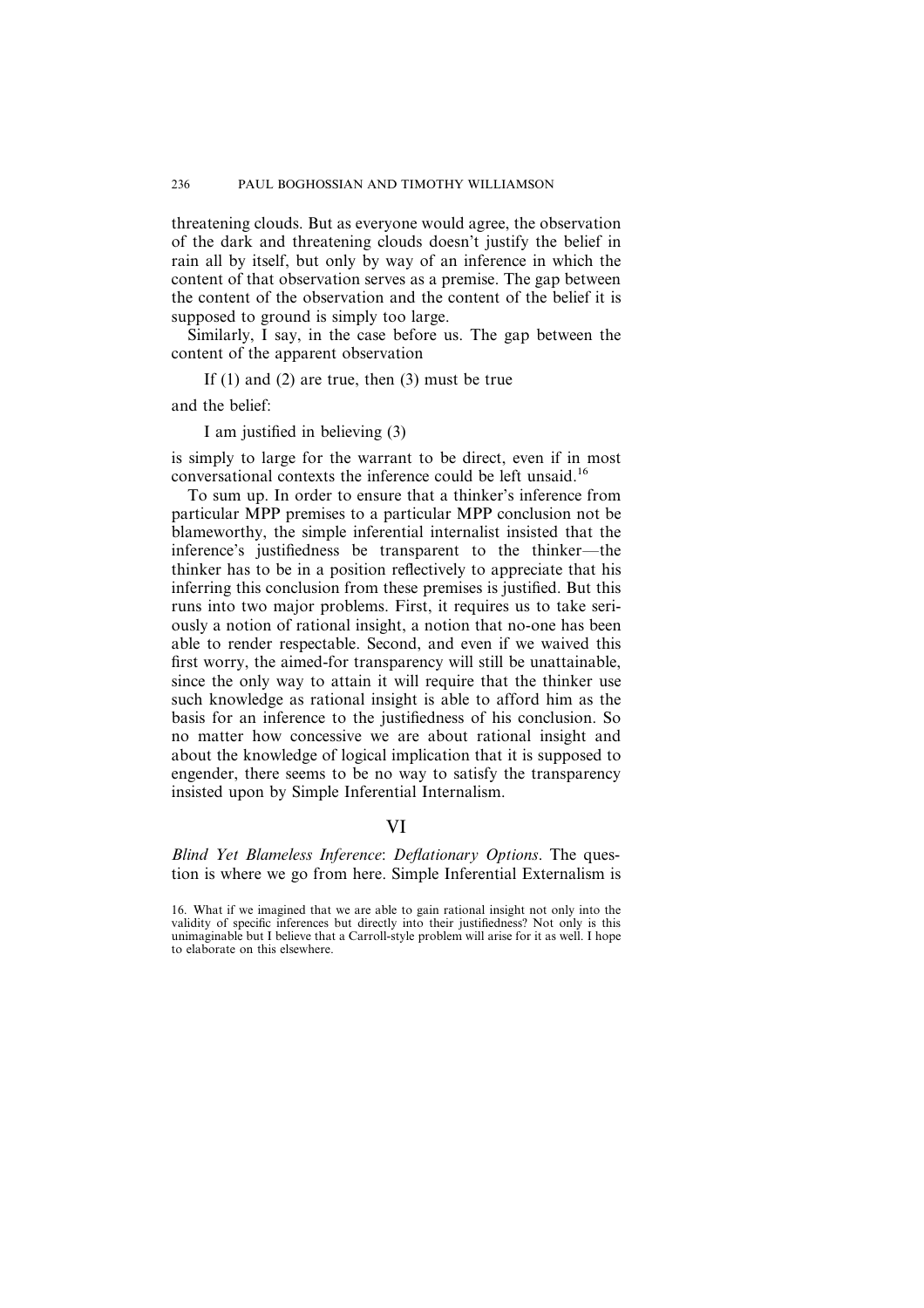threatening clouds. But as everyone would agree, the observation of the dark and threatening clouds doesn't justify the belief in rain all by itself, but only by way of an inference in which the content of that observation serves as a premise. The gap between the content of the observation and the content of the belief it is supposed to ground is simply too large.

Similarly, I say, in the case before us. The gap between the content of the apparent observation

If (1) and (2) are true, then (3) must be true

and the belief:

I am justified in believing (3)

is simply to large for the warrant to be direct, even if in most conversational contexts the inference could be left unsaid.[16]

To sum up. In order to ensure that a thinker's inference from particular MPP premises to a particular MPP conclusion not be blameworthy, the simple inferential internalist insisted that the inference's justifiedness be transparent to the thinker—the thinker has to be in a position reflectively to appreciate that his inferring this conclusion from these premises is justified. But this runs into two major problems. First, it requires us to take seriously a notion of rational insight, a notion that no-one has been able to render respectable. Second, and even if we waived this first worry, the aimed-for transparency will still be unattainable, since the only way to attain it will require that the thinker use such knowledge as rational insight is able to afford him as the basis for an inference to the justifiedness of his conclusion. So no matter how concessive we are about rational insight and about the knowledge of logical implication that it is supposed to engender, there seems to be no way to satisfy the transparency insisted upon by Simple Inferential Internalism.

## VI

*Blind Yet Blameless Inference*: *Deflationary Options*. The question is where we go from here. Simple Inferential Externalism is

16. What if we imagined that we are able to gain rational insight not only into the validity of specific inferences but directly into their justifiedness? Not only is this unimaginable but I believe that a Carroll-style problem will arise for it as well. I hope to elaborate on this elsewhere.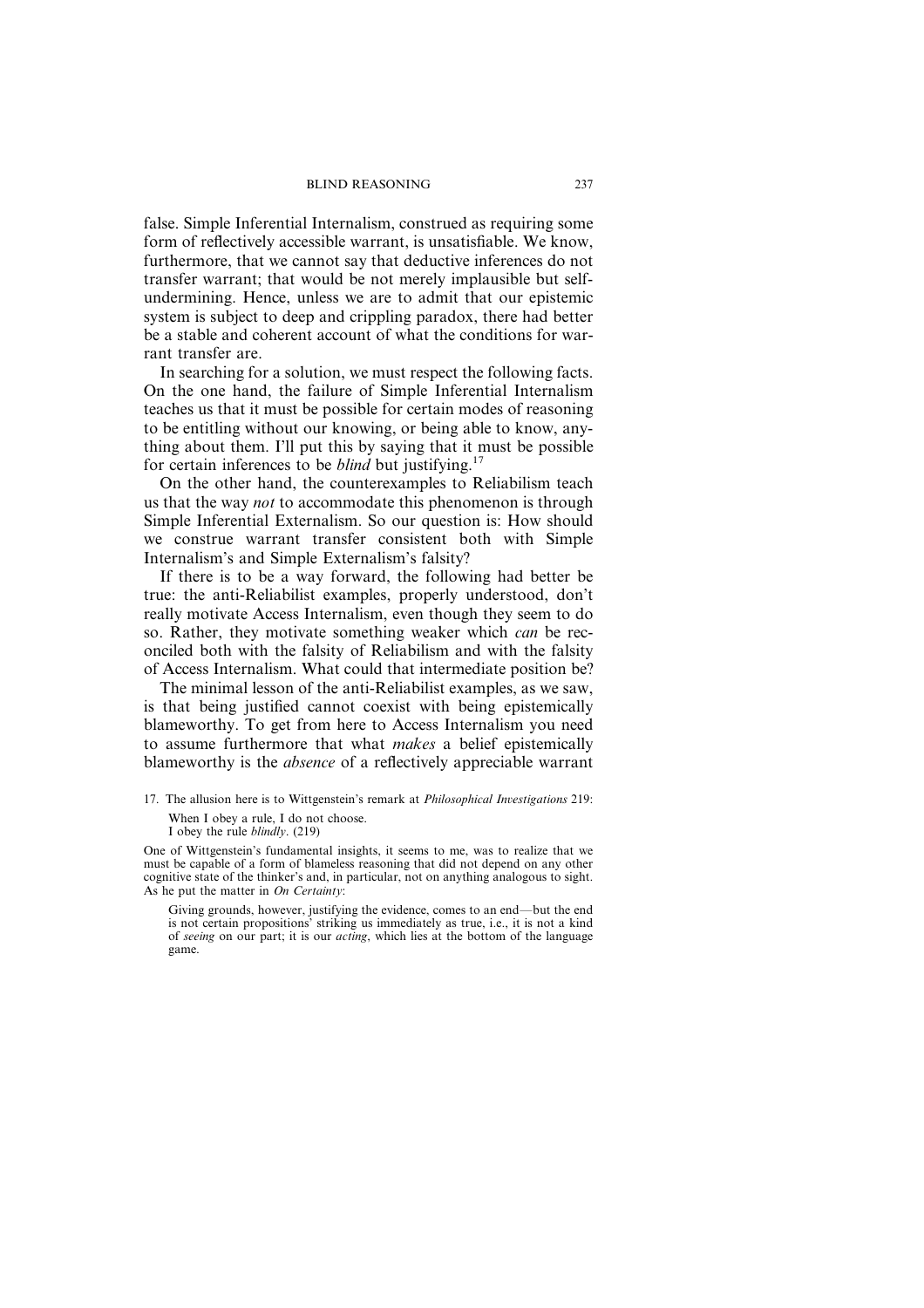false. Simple Inferential Internalism, construed as requiring some form of reflectively accessible warrant, is unsatisfiable. We know, furthermore, that we cannot say that deductive inferences do not transfer warrant; that would be not merely implausible but self-undermining. Hence, unless we are to admit that our epistemic system is subject to deep and crippling paradox, there had better be a stable and coherent account of what the conditions for warrant transfer are.

In searching for a solution, we must respect the following facts. On the one hand, the failure of Simple Inferential Internalism teaches us that it must be possible for certain modes of reasoning to be entitling without our knowing, or being able to know, anything about them. I'll put this by saying that it must be possible for certain inferences to be *blind* but justifying.[17]

On the other hand, the counterexamples to Reliabilism teach us that the way *not* to accommodate this phenomenon is through Simple Inferential Externalism. So our question is: How should we construe warrant transfer consistent both with Simple Internalism's and Simple Externalism's falsity?

If there is to be a way forward, the following had better be true: the anti-Reliabilist examples, properly understood, don't really motivate Access Internalism, even though they seem to do so. Rather, they motivate something weaker which *can* be reconciled both with the falsity of Reliabilism and with the falsity of Access Internalism. What could that intermediate position be?

The minimal lesson of the anti-Reliabilist examples, as we saw, is that being justified cannot coexist with being epistemically blameworthy. To get from here to Access Internalism you need to assume furthermore that what *makes* a belief epistemically blameworthy is the *absence* of a reflectively appreciable warrant

17. The allusion here is to Wittgenstein's remark at *Philosophical Investigations* 219:

> When I obey a rule, I do not choose.
> I obey the rule *blindly*. (219)

One of Wittgenstein's fundamental insights, it seems to me, was to realize that we must be capable of a form of blameless reasoning that did not depend on any other cognitive state of the thinker's and, in particular, not on anything analogous to sight. As he put the matter in *On Certainty*:

> Giving grounds, however, justifying the evidence, comes to an end—but the end is not certain propositions' striking us immediately as true, i.e., it is not a kind of *seeing* on our part; it is our *acting*, which lies at the bottom of the language game.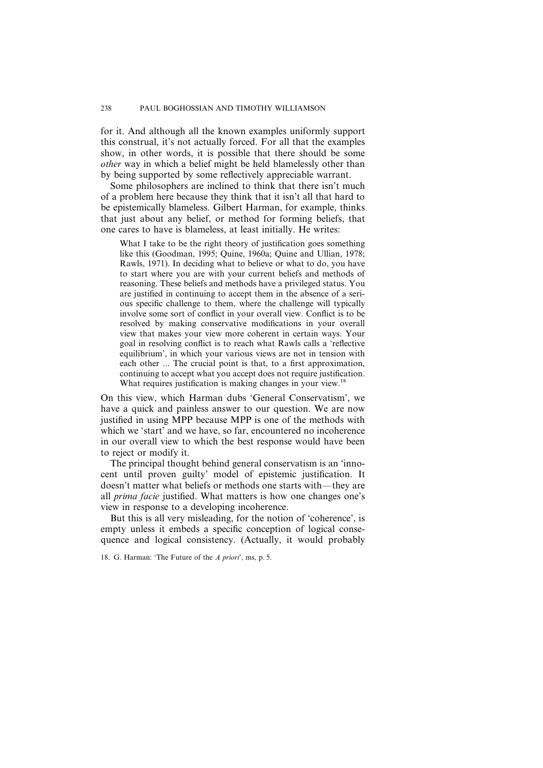for it. And although all the known examples uniformly support this construal, it's not actually forced. For all that the examples show, in other words, it is possible that there should be some *other* way in which a belief might be held blamelessly other than by being supported by some reflectively appreciable warrant.

Some philosophers are inclined to think that there isn't much of a problem here because they think that it isn't all that hard to be epistemically blameless. Gilbert Harman, for example, thinks that just about any belief, or method for forming beliefs, that one cares to have is blameless, at least initially. He writes:

> What I take to be the right theory of justification goes something like this (Goodman, 1995; Quine, 1960a; Quine and Ullian, 1978; Rawls, 1971). In deciding what to believe or what to do, you have to start where you are with your current beliefs and methods of reasoning. These beliefs and methods have a privileged status. You are justified in continuing to accept them in the absence of a serious specific challenge to them, where the challenge will typically involve some sort of conflict in your overall view. Conflict is to be resolved by making conservative modifications in your overall view that makes your view more coherent in certain ways. Your goal in resolving conflict is to reach what Rawls calls a 'reflective equilibrium', in which your various views are not in tension with each other ... The crucial point is that, to a first approximation, continuing to accept what you accept does not require justification. What requires justification is making changes in your view.[18]

On this view, which Harman dubs 'General Conservatism', we have a quick and painless answer to our question. We are now justified in using MPP because MPP is one of the methods with which we 'start' and we have, so far, encountered no incoherence in our overall view to which the best response would have been to reject or modify it.

The principal thought behind general conservatism is an 'innocent until proven guilty' model of epistemic justification. It doesn't matter what beliefs or methods one starts with—they are all *prima facie* justified. What matters is how one changes one's view in response to a developing incoherence.

But this is all very misleading, for the notion of 'coherence', is empty unless it embeds a specific conception of logical consequence and logical consistency. (Actually, it would probably

18. G. Harman: 'The Future of the *A priori*', ms, p. 5.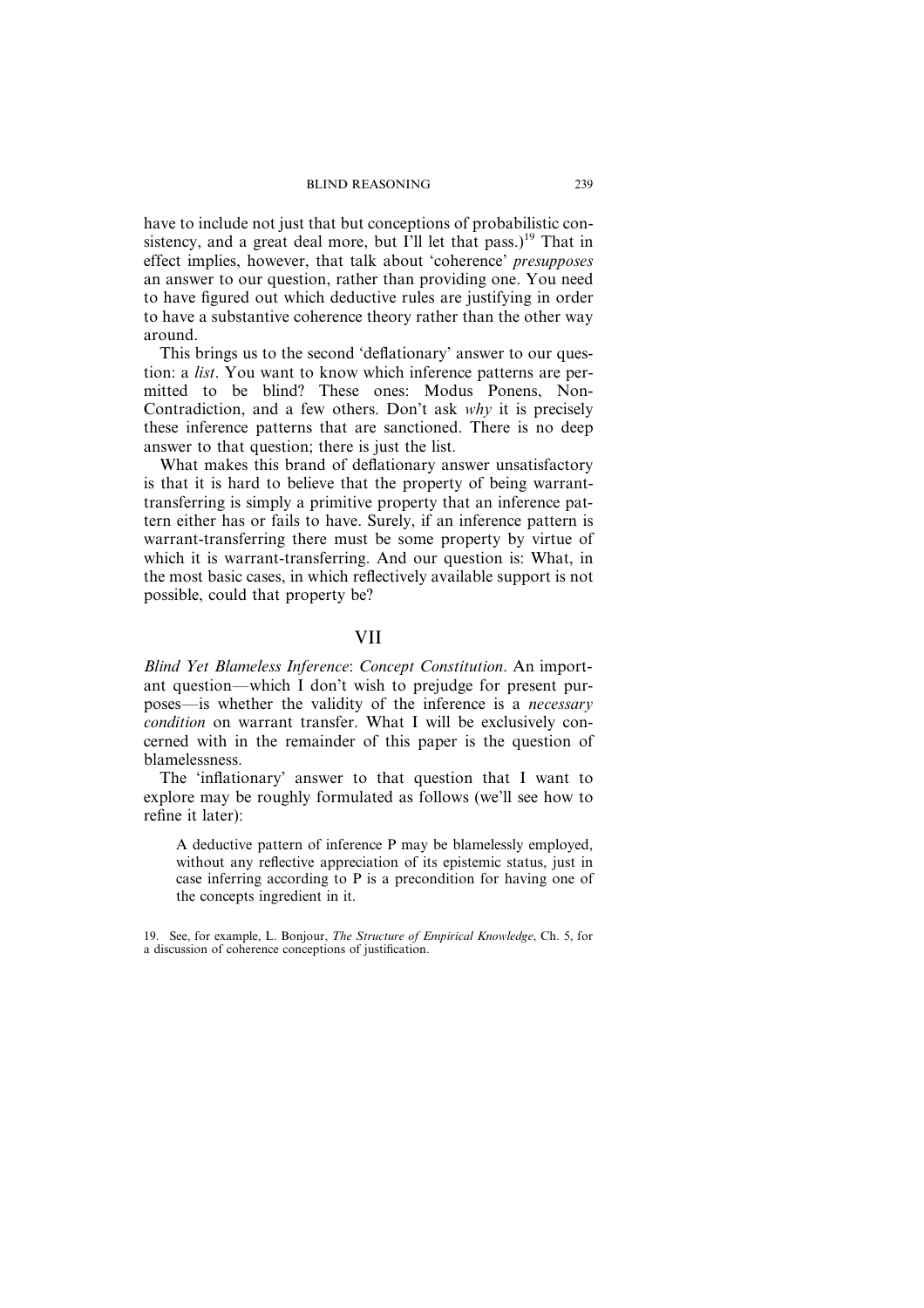have to include not just that but conceptions of probabilistic consistency, and a great deal more, but I'll let that pass.)[19] That in effect implies, however, that talk about 'coherence' *presupposes* an answer to our question, rather than providing one. You need to have figured out which deductive rules are justifying in order to have a substantive coherence theory rather than the other way around.

This brings us to the second 'deflationary' answer to our question: a *list*. You want to know which inference patterns are permitted to be blind? These ones: Modus Ponens, Non-Contradiction, and a few others. Don't ask *why* it is precisely these inference patterns that are sanctioned. There is no deep answer to that question; there is just the list.

What makes this brand of deflationary answer unsatisfactory is that it is hard to believe that the property of being warrant-transferring is simply a primitive property that an inference pattern either has or fails to have. Surely, if an inference pattern is warrant-transferring there must be some property by virtue of which it is warrant-transferring. And our question is: What, in the most basic cases, in which reflectively available support is not possible, could that property be?

## VII

*Blind Yet Blameless Inference*: *Concept Constitution*. An important question—which I don't wish to prejudge for present purposes—is whether the validity of the inference is a *necessary condition* on warrant transfer. What I will be exclusively concerned with in the remainder of this paper is the question of blamelessness.

The 'inflationary' answer to that question that I want to explore may be roughly formulated as follows (we'll see how to refine it later):

> A deductive pattern of inference P may be blamelessly employed, without any reflective appreciation of its epistemic status, just in case inferring according to P is a precondition for having one of the concepts ingredient in it.

19. See, for example, L. Bonjour, *The Structure of Empirical Knowledge*, Ch. 5, for a discussion of coherence conceptions of justification.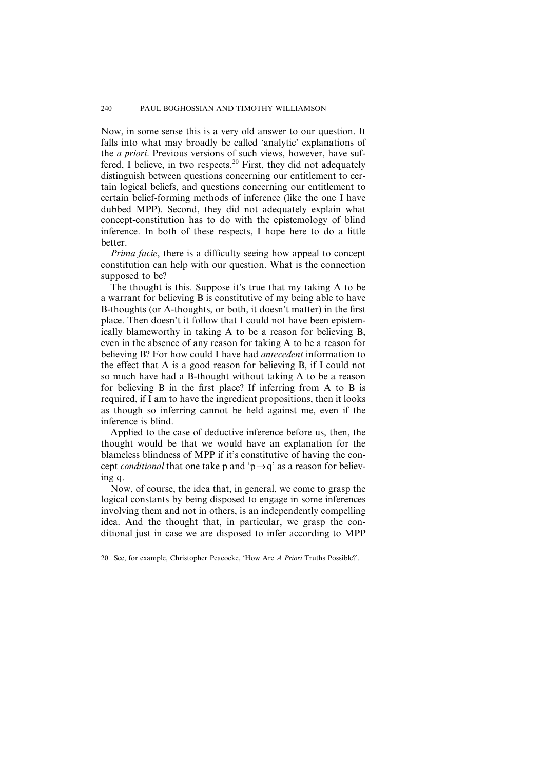Now, in some sense this is a very old answer to our question. It falls into what may broadly be called 'analytic' explanations of the *a priori*. Previous versions of such views, however, have suffered, I believe, in two respects.[20] First, they did not adequately distinguish between questions concerning our entitlement to certain logical beliefs, and questions concerning our entitlement to certain belief-forming methods of inference (like the one I have dubbed MPP). Second, they did not adequately explain what concept-constitution has to do with the epistemology of blind inference. In both of these respects, I hope here to do a little better.

*Prima facie*, there is a difficulty seeing how appeal to concept constitution can help with our question. What is the connection supposed to be?

The thought is this. Suppose it's true that my taking A to be a warrant for believing B is constitutive of my being able to have B-thoughts (or A-thoughts, or both, it doesn't matter) in the first place. Then doesn't it follow that I could not have been epistemically blameworthy in taking A to be a reason for believing B, even in the absence of any reason for taking A to be a reason for believing B? For how could I have had *antecedent* information to the effect that A is a good reason for believing B, if I could not so much have had a B-thought without taking A to be a reason for believing B in the first place? If inferring from A to B is required, if I am to have the ingredient propositions, then it looks as though so inferring cannot be held against me, even if the inference is blind.

Applied to the case of deductive inference before us, then, the thought would be that we would have an explanation for the blameless blindness of MPP if it's constitutive of having the concept *conditional* that one take p and '$p \rightarrow q$' as a reason for believing q.

Now, of course, the idea that, in general, we come to grasp the logical constants by being disposed to engage in some inferences involving them and not in others, is an independently compelling idea. And the thought that, in particular, we grasp the conditional just in case we are disposed to infer according to MPP

20. See, for example, Christopher Peacocke, 'How Are *A Priori* Truths Possible?'.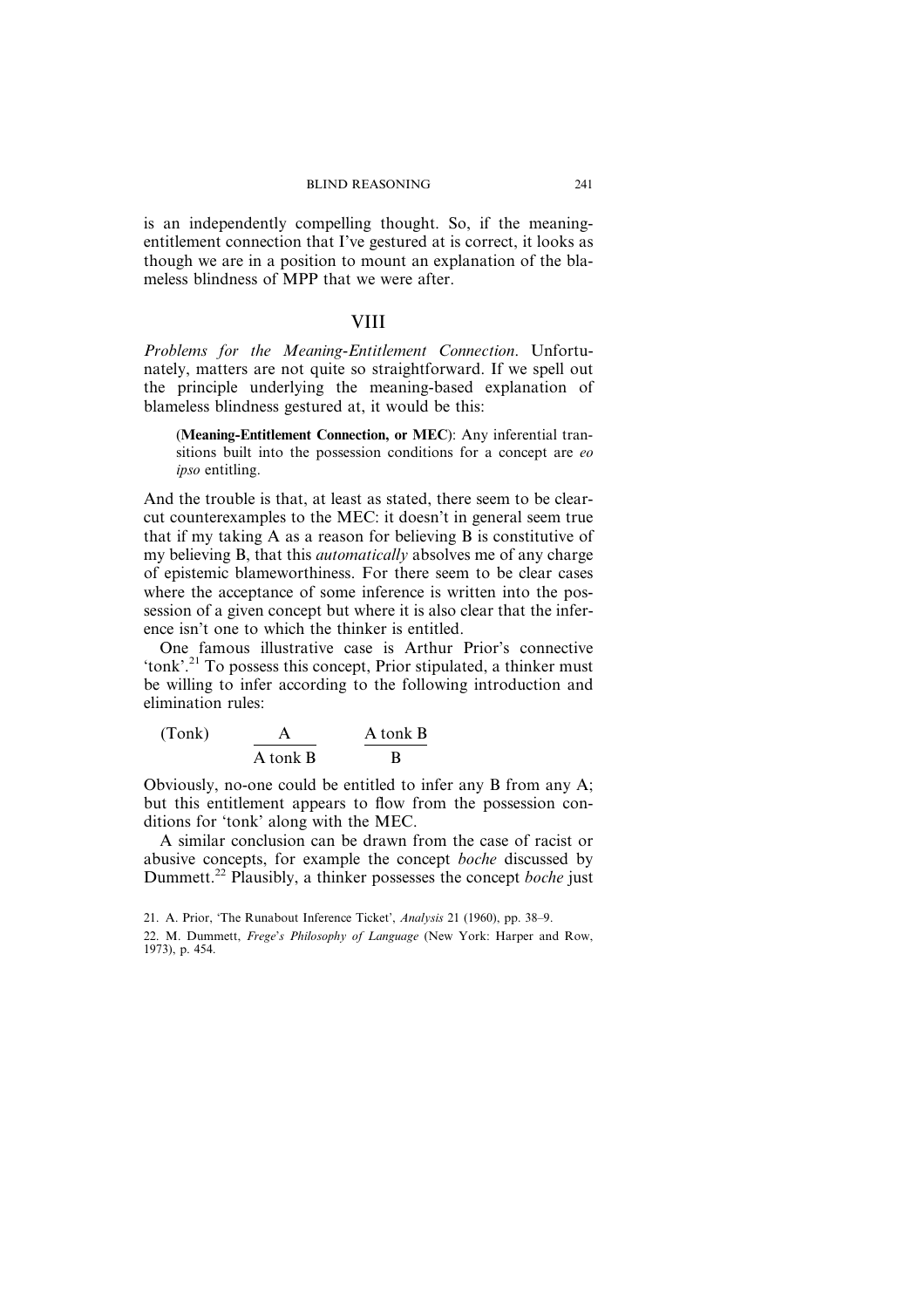is an independently compelling thought. So, if the meaning-entitlement connection that I've gestured at is correct, it looks as though we are in a position to mount an explanation of the blameless blindness of MPP that we were after.

## VIII

*Problems for the Meaning-Entitlement Connection*. Unfortunately, matters are not quite so straightforward. If we spell out the principle underlying the meaning-based explanation of blameless blindness gestured at, it would be this:

> (**Meaning-Entitlement Connection, or MEC**): Any inferential transitions built into the possession conditions for a concept are *eo ipso* entitling.

And the trouble is that, at least as stated, there seem to be clear-cut counterexamples to the MEC: it doesn't in general seem true that if my taking A as a reason for believing B is constitutive of my believing B, that this *automatically* absolves me of any charge of epistemic blameworthiness. For there seem to be clear cases where the acceptance of some inference is written into the possession of a given concept but where it is also clear that the inference isn't one to which the thinker is entitled.

One famous illustrative case is Arthur Prior's connective 'tonk'.[21] To possess this concept, Prior stipulated, a thinker must be willing to infer according to the following introduction and elimination rules:

$$\text{(Tonk)} \qquad \frac{A}{A \text{ tonk } B} \qquad \frac{A \text{ tonk } B}{B}$$

Obviously, no-one could be entitled to infer any B from any A; but this entitlement appears to flow from the possession conditions for 'tonk' along with the MEC.

A similar conclusion can be drawn from the case of racist or abusive concepts, for example the concept *boche* discussed by Dummett.[22] Plausibly, a thinker possesses the concept *boche* just

21. A. Prior, 'The Runabout Inference Ticket', *Analysis* 21 (1960), pp. 38–9.

22. M. Dummett, *Frege's Philosophy of Language* (New York: Harper and Row, 1973), p. 454.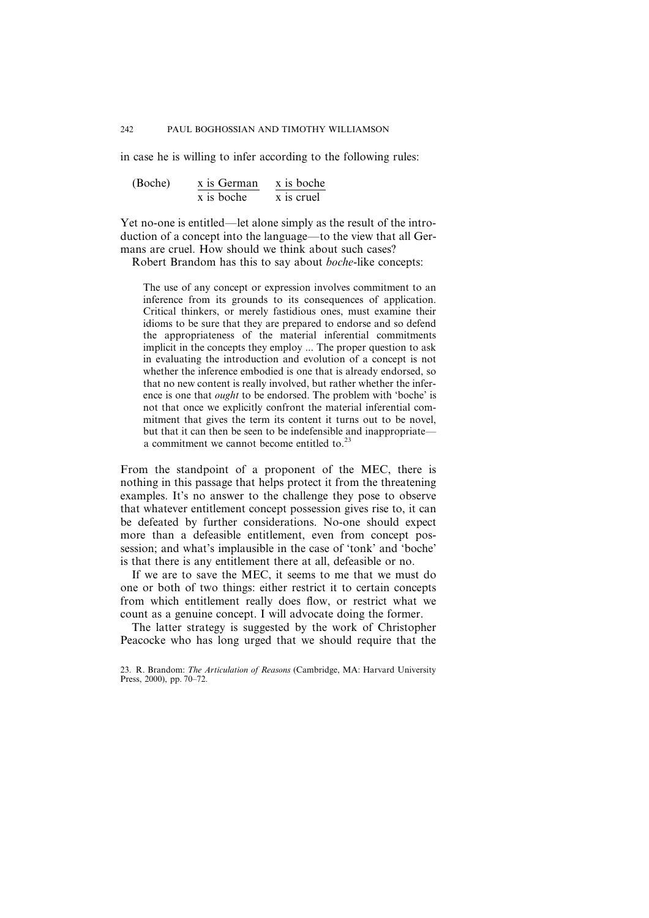in case he is willing to infer according to the following rules:

$$\text{(Boche)} \qquad \frac{x \text{ is German}}{x \text{ is boche}} \qquad \frac{x \text{ is boche}}{x \text{ is cruel}}$$

Yet no-one is entitled—let alone simply as the result of the introduction of a concept into the language—to the view that all Germans are cruel. How should we think about such cases?

Robert Brandom has this to say about *boche*-like concepts:

> The use of any concept or expression involves commitment to an inference from its grounds to its consequences of application. Critical thinkers, or merely fastidious ones, must examine their idioms to be sure that they are prepared to endorse and so defend the appropriateness of the material inferential commitments implicit in the concepts they employ ... The proper question to ask in evaluating the introduction and evolution of a concept is not whether the inference embodied is one that is already endorsed, so that no new content is really involved, but rather whether the inference is one that *ought* to be endorsed. The problem with 'boche' is not that once we explicitly confront the material inferential commitment that gives the term its content it turns out to be novel, but that it can then be seen to be indefensible and inappropriate—a commitment we cannot become entitled to.[23]

From the standpoint of a proponent of the MEC, there is nothing in this passage that helps protect it from the threatening examples. It's no answer to the challenge they pose to observe that whatever entitlement concept possession gives rise to, it can be defeated by further considerations. No-one should expect more than a defeasible entitlement, even from concept possession; and what's implausible in the case of 'tonk' and 'boche' is that there is any entitlement there at all, defeasible or no.

If we are to save the MEC, it seems to me that we must do one or both of two things: either restrict it to certain concepts from which entitlement really does flow, or restrict what we count as a genuine concept. I will advocate doing the former.

The latter strategy is suggested by the work of Christopher Peacocke who has long urged that we should require that the

23. R. Brandom: *The Articulation of Reasons* (Cambridge, MA: Harvard University Press, 2000), pp. 70–72.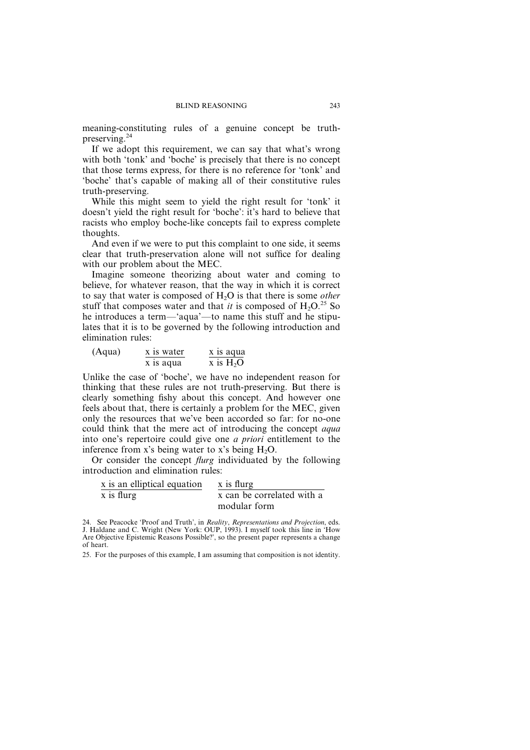meaning-constituting rules of a genuine concept be truth-preserving.[24]

If we adopt this requirement, we can say that what's wrong with both 'tonk' and 'boche' is precisely that there is no concept that those terms express, for there is no reference for 'tonk' and 'boche' that's capable of making all of their constitutive rules truth-preserving.

While this might seem to yield the right result for 'tonk' it doesn't yield the right result for 'boche': it's hard to believe that racists who employ boche-like concepts fail to express complete thoughts.

And even if we were to put this complaint to one side, it seems clear that truth-preservation alone will not suffice for dealing with our problem about the MEC.

Imagine someone theorizing about water and coming to believe, for whatever reason, that the way in which it is correct to say that water is composed of $H_2O$ is that there is some *other* stuff that composes water and that *it* is composed of $H_2O$.[25] So he introduces a term—'aqua'—to name this stuff and he stipulates that it is to be governed by the following introduction and elimination rules:

(Aqua) $\dfrac{\text{x is water}}{\text{x is aqua}}$ $\qquad$ $\dfrac{\text{x is aqua}}{\text{x is } H_2O}$

Unlike the case of 'boche', we have no independent reason for thinking that these rules are not truth-preserving. But there is clearly something fishy about this concept. And however one feels about that, there is certainly a problem for the MEC, given only the resources that we've been accorded so far: for no-one could think that the mere act of introducing the concept *aqua* into one's repertoire could give one *a priori* entitlement to the inference from x's being water to x's being $H_2O$.

Or consider the concept *flurg* individuated by the following introduction and elimination rules:

$\dfrac{\text{x is an elliptical equation}}{\text{x is flurg}}$ $\qquad$ $\dfrac{\text{x is flurg}}{\text{x can be correlated with a modular form}}$

24. See Peacocke 'Proof and Truth', in *Reality, Representations and Projection*, eds. J. Haldane and C. Wright (New York: OUP, 1993). I myself took this line in 'How Are Objective Epistemic Reasons Possible?', so the present paper represents a change of heart.

25. For the purposes of this example, I am assuming that composition is not identity.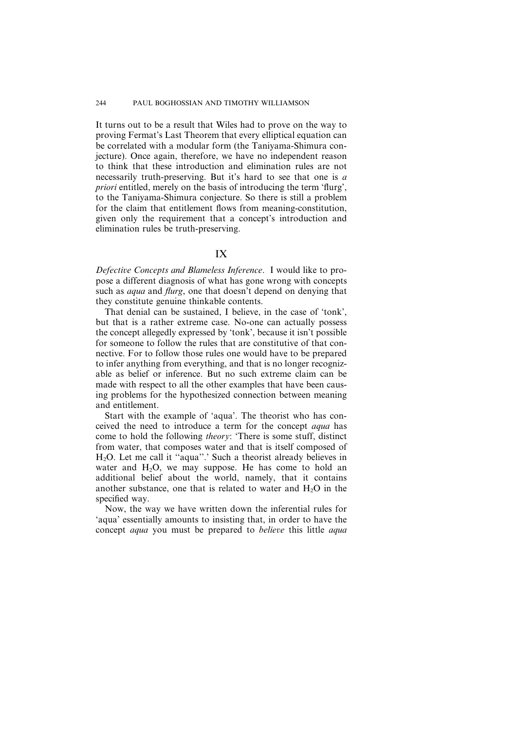It turns out to be a result that Wiles had to prove on the way to proving Fermat's Last Theorem that every elliptical equation can be correlated with a modular form (the Taniyama-Shimura conjecture). Once again, therefore, we have no independent reason to think that these introduction and elimination rules are not necessarily truth-preserving. But it's hard to see that one is *a priori* entitled, merely on the basis of introducing the term 'flurg', to the Taniyama-Shimura conjecture. So there is still a problem for the claim that entitlement flows from meaning-constitution, given only the requirement that a concept's introduction and elimination rules be truth-preserving.

## IX

*Defective Concepts and Blameless Inference*. I would like to propose a different diagnosis of what has gone wrong with concepts such as *aqua* and *flurg*, one that doesn't depend on denying that they constitute genuine thinkable contents.

That denial can be sustained, I believe, in the case of 'tonk', but that is a rather extreme case. No-one can actually possess the concept allegedly expressed by 'tonk', because it isn't possible for someone to follow the rules that are constitutive of that connective. For to follow those rules one would have to be prepared to infer anything from everything, and that is no longer recognizable as belief or inference. But no such extreme claim can be made with respect to all the other examples that have been causing problems for the hypothesized connection between meaning and entitlement.

Start with the example of 'aqua'. The theorist who has conceived the need to introduce a term for the concept *aqua* has come to hold the following *theory*: 'There is some stuff, distinct from water, that composes water and that is itself composed of $H_2O$. Let me call it "aqua".' Such a theorist already believes in water and $H_2O$, we may suppose. He has come to hold an additional belief about the world, namely, that it contains another substance, one that is related to water and $H_2O$ in the specified way.

Now, the way we have written down the inferential rules for 'aqua' essentially amounts to insisting that, in order to have the concept *aqua* you must be prepared to *believe* this little *aqua*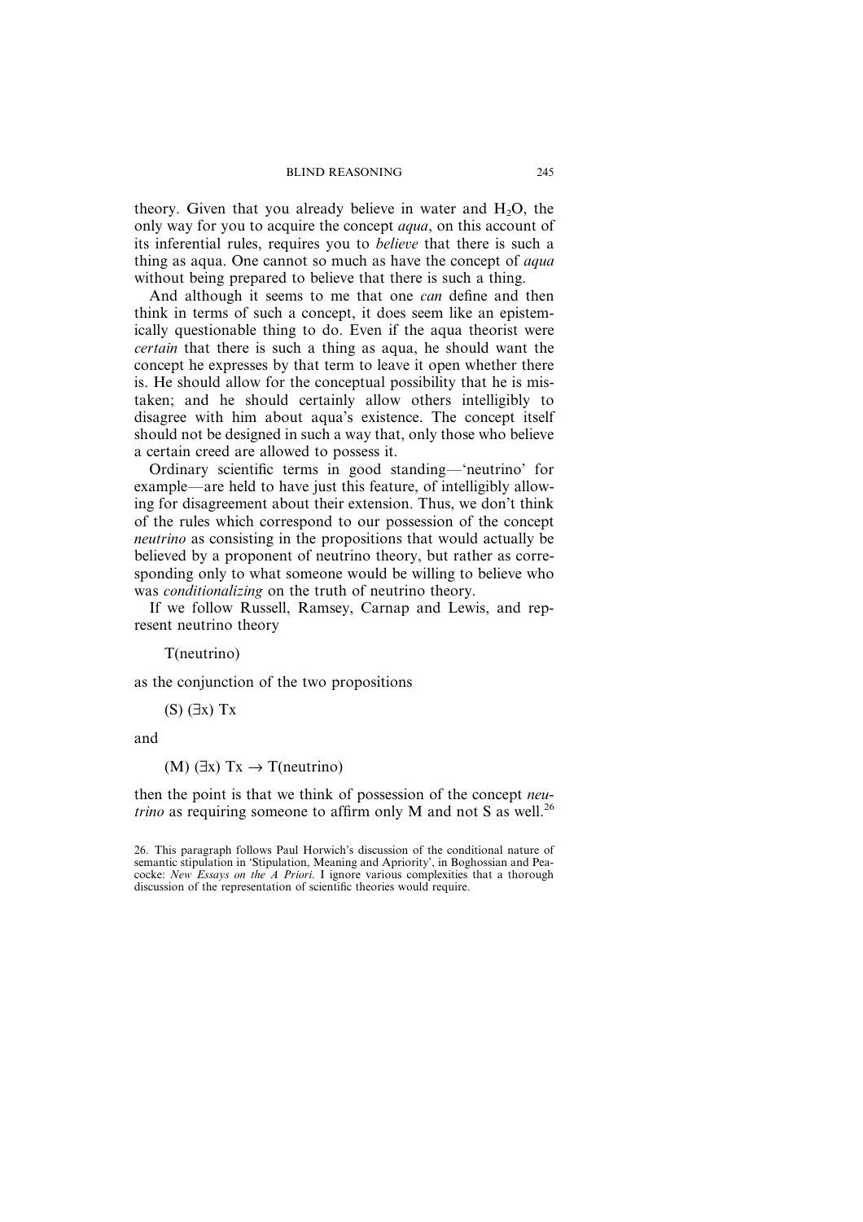theory. Given that you already believe in water and $H_2O$, the only way for you to acquire the concept *aqua*, on this account of its inferential rules, requires you to *believe* that there is such a thing as aqua. One cannot so much as have the concept of *aqua* without being prepared to believe that there is such a thing.

And although it seems to me that one *can* define and then think in terms of such a concept, it does seem like an epistemically questionable thing to do. Even if the aqua theorist were *certain* that there is such a thing as aqua, he should want the concept he expresses by that term to leave it open whether there is. He should allow for the conceptual possibility that he is mistaken; and he should certainly allow others intelligibly to disagree with him about aqua's existence. The concept itself should not be designed in such a way that, only those who believe a certain creed are allowed to possess it.

Ordinary scientific terms in good standing—'neutrino' for example—are held to have just this feature, of intelligibly allowing for disagreement about their extension. Thus, we don't think of the rules which correspond to our possession of the concept *neutrino* as consisting in the propositions that would actually be believed by a proponent of neutrino theory, but rather as corresponding only to what someone would be willing to believe who was *conditionalizing* on the truth of neutrino theory.

If we follow Russell, Ramsey, Carnap and Lewis, and represent neutrino theory

T(neutrino)

as the conjunction of the two propositions

(S) $(\exists x)$ Tx

and

(M) $(\exists x)$ Tx $\rightarrow$ T(neutrino)

then the point is that we think of possession of the concept *neutrino* as requiring someone to affirm only M and not S as well.[26]

26. This paragraph follows Paul Horwich's discussion of the conditional nature of semantic stipulation in 'Stipulation, Meaning and Apriority', in Boghossian and Peacocke: *New Essays on the A Priori*. I ignore various complexities that a thorough discussion of the representation of scientific theories would require.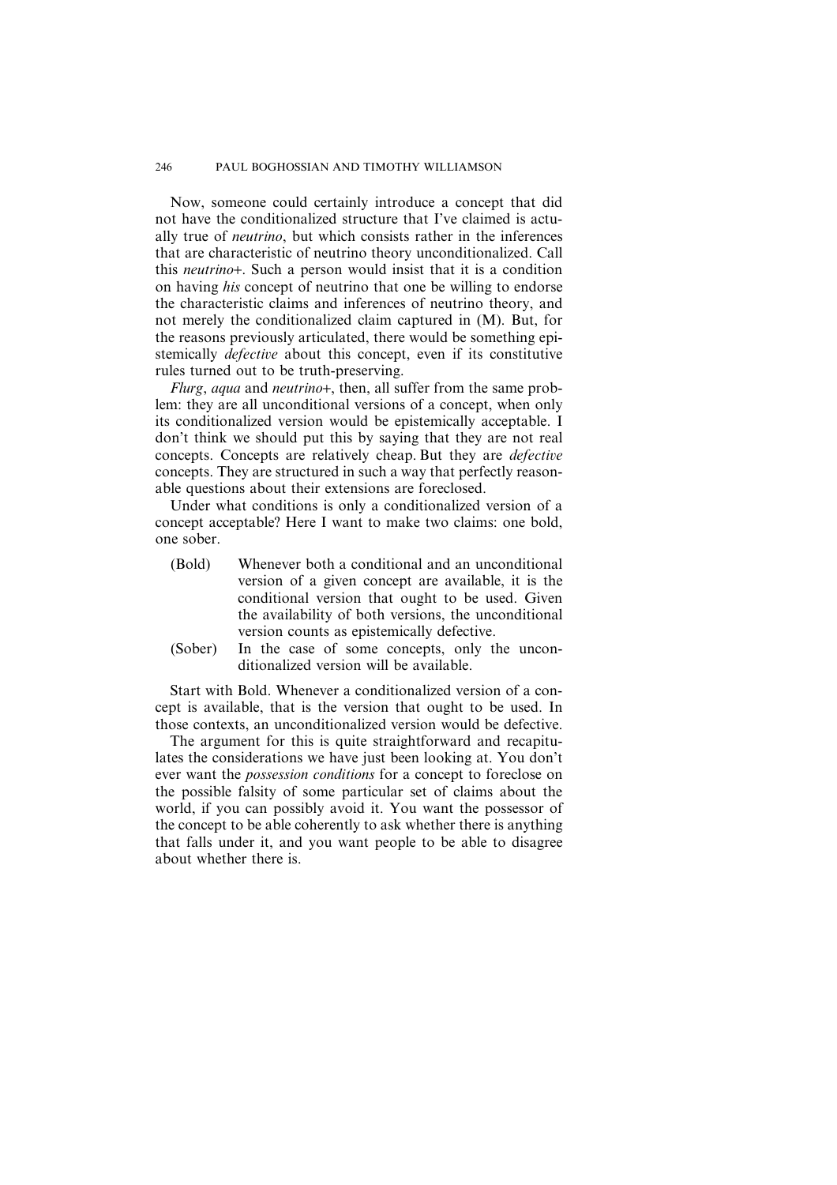Now, someone could certainly introduce a concept that did not have the conditionalized structure that I've claimed is actually true of *neutrino*, but which consists rather in the inferences that are characteristic of neutrino theory unconditionalized. Call this *neutrino+*. Such a person would insist that it is a condition on having *his* concept of neutrino that one be willing to endorse the characteristic claims and inferences of neutrino theory, and not merely the conditionalized claim captured in (M). But, for the reasons previously articulated, there would be something epistemically *defective* about this concept, even if its constitutive rules turned out to be truth-preserving.

*Flurg*, *aqua* and *neutrino+*, then, all suffer from the same problem: they are all unconditional versions of a concept, when only its conditionalized version would be epistemically acceptable. I don't think we should put this by saying that they are not real concepts. Concepts are relatively cheap. But they are *defective* concepts. They are structured in such a way that perfectly reasonable questions about their extensions are foreclosed.

Under what conditions is only a conditionalized version of a concept acceptable? Here I want to make two claims: one bold, one sober.

(Bold) Whenever both a conditional and an unconditional version of a given concept are available, it is the conditional version that ought to be used. Given the availability of both versions, the unconditional version counts as epistemically defective.

(Sober) In the case of some concepts, only the unconditionalized version will be available.

Start with Bold. Whenever a conditionalized version of a concept is available, that is the version that ought to be used. In those contexts, an unconditionalized version would be defective.

The argument for this is quite straightforward and recapitulates the considerations we have just been looking at. You don't ever want the *possession conditions* for a concept to foreclose on the possible falsity of some particular set of claims about the world, if you can possibly avoid it. You want the possessor of the concept to be able coherently to ask whether there is anything that falls under it, and you want people to be able to disagree about whether there is.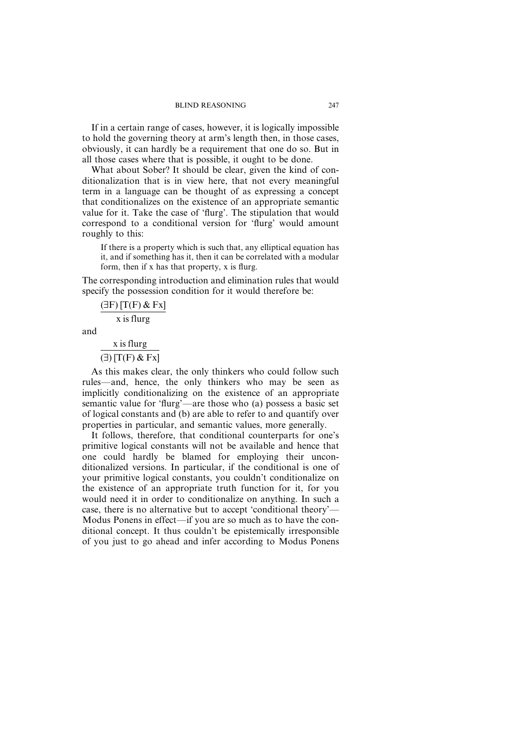If in a certain range of cases, however, it is logically impossible to hold the governing theory at arm's length then, in those cases, obviously, it can hardly be a requirement that one do so. But in all those cases where that is possible, it ought to be done.

What about Sober? It should be clear, given the kind of conditionalization that is in view here, that not every meaningful term in a language can be thought of as expressing a concept that conditionalizes on the existence of an appropriate semantic value for it. Take the case of 'flurg'. The stipulation that would correspond to a conditional version for 'flurg' would amount roughly to this:

> If there is a property which is such that, any elliptical equation has it, and if something has it, then it can be correlated with a modular form, then if x has that property, x is flurg.

The corresponding introduction and elimination rules that would specify the possession condition for it would therefore be:

$$\frac{(\exists F)\,[T(F)\ \&\ Fx]}{\text{x is flurg}}$$

and

$$\frac{\text{x is flurg}}{(\exists)\,[T(F)\ \&\ Fx]}$$

As this makes clear, the only thinkers who could follow such rules—and, hence, the only thinkers who may be seen as implicitly conditionalizing on the existence of an appropriate semantic value for 'flurg'—are those who (a) possess a basic set of logical constants and (b) are able to refer to and quantify over properties in particular, and semantic values, more generally.

It follows, therefore, that conditional counterparts for one's primitive logical constants will not be available and hence that one could hardly be blamed for employing their unconditionalized versions. In particular, if the conditional is one of your primitive logical constants, you couldn't conditionalize on the existence of an appropriate truth function for it, for you would need it in order to conditionalize on anything. In such a case, there is no alternative but to accept 'conditional theory'—Modus Ponens in effect—if you are so much as to have the conditional concept. It thus couldn't be epistemically irresponsible of you just to go ahead and infer according to Modus Ponens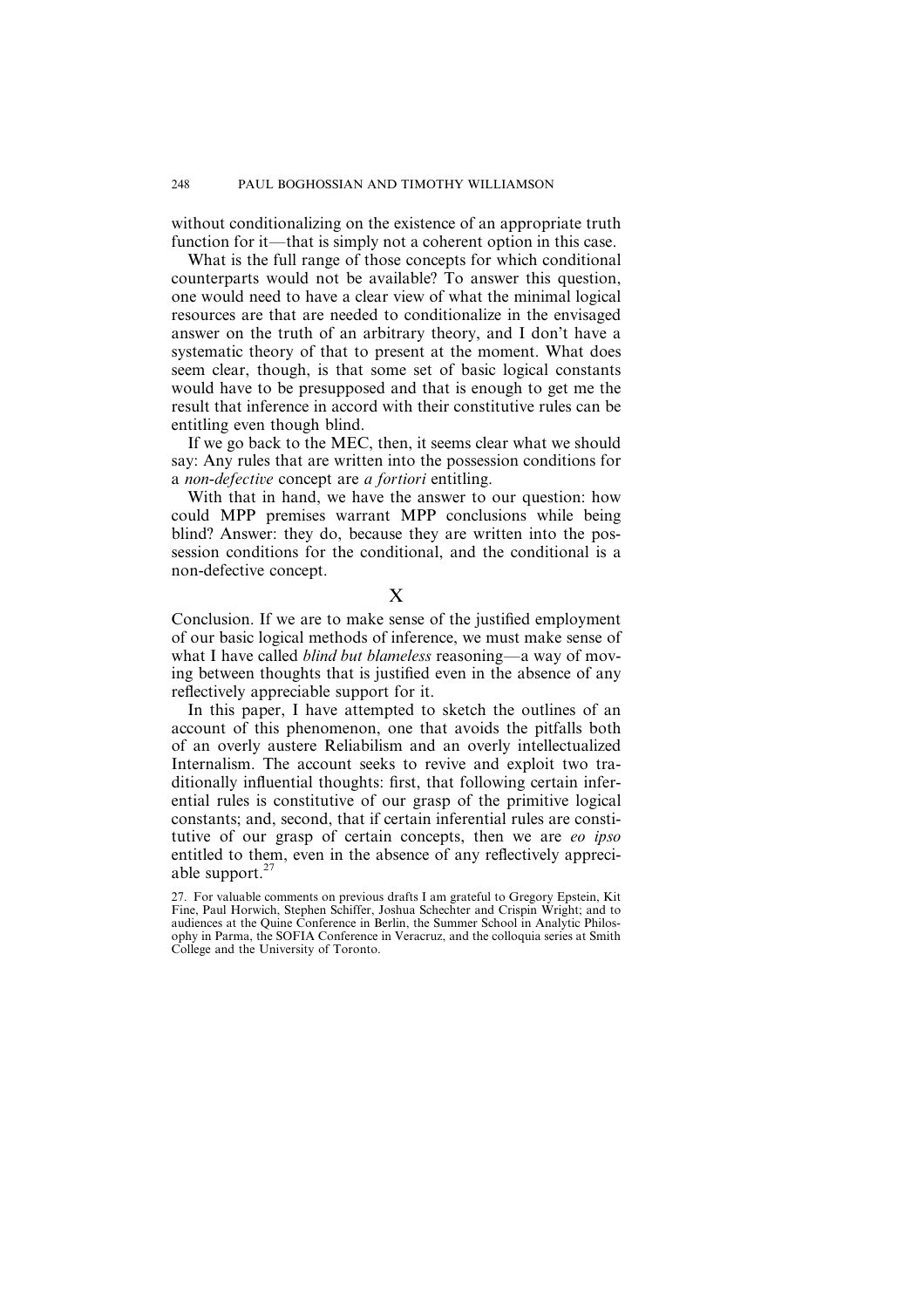without conditionalizing on the existence of an appropriate truth function for it—that is simply not a coherent option in this case.

What is the full range of those concepts for which conditional counterparts would not be available? To answer this question, one would need to have a clear view of what the minimal logical resources are that are needed to conditionalize in the envisaged answer on the truth of an arbitrary theory, and I don't have a systematic theory of that to present at the moment. What does seem clear, though, is that some set of basic logical constants would have to be presupposed and that is enough to get me the result that inference in accord with their constitutive rules can be entitling even though blind.

If we go back to the MEC, then, it seems clear what we should say: Any rules that are written into the possession conditions for a *non-defective* concept are *a fortiori* entitling.

With that in hand, we have the answer to our question: how could MPP premises warrant MPP conclusions while being blind? Answer: they do, because they are written into the possession conditions for the conditional, and the conditional is a non-defective concept.

## X

Conclusion. If we are to make sense of the justified employment of our basic logical methods of inference, we must make sense of what I have called *blind but blameless* reasoning—a way of moving between thoughts that is justified even in the absence of any reflectively appreciable support for it.

In this paper, I have attempted to sketch the outlines of an account of this phenomenon, one that avoids the pitfalls both of an overly austere Reliabilism and an overly intellectualized Internalism. The account seeks to revive and exploit two traditionally influential thoughts: first, that following certain inferential rules is constitutive of our grasp of the primitive logical constants; and, second, that if certain inferential rules are constitutive of our grasp of certain concepts, then we are *eo ipso* entitled to them, even in the absence of any reflectively appreciable support.[27]

27. For valuable comments on previous drafts I am grateful to Gregory Epstein, Kit Fine, Paul Horwich, Stephen Schiffer, Joshua Schechter and Crispin Wright; and to audiences at the Quine Conference in Berlin, the Summer School in Analytic Philosophy in Parma, the SOFIA Conference in Veracruz, and the colloquia series at Smith College and the University of Toronto.